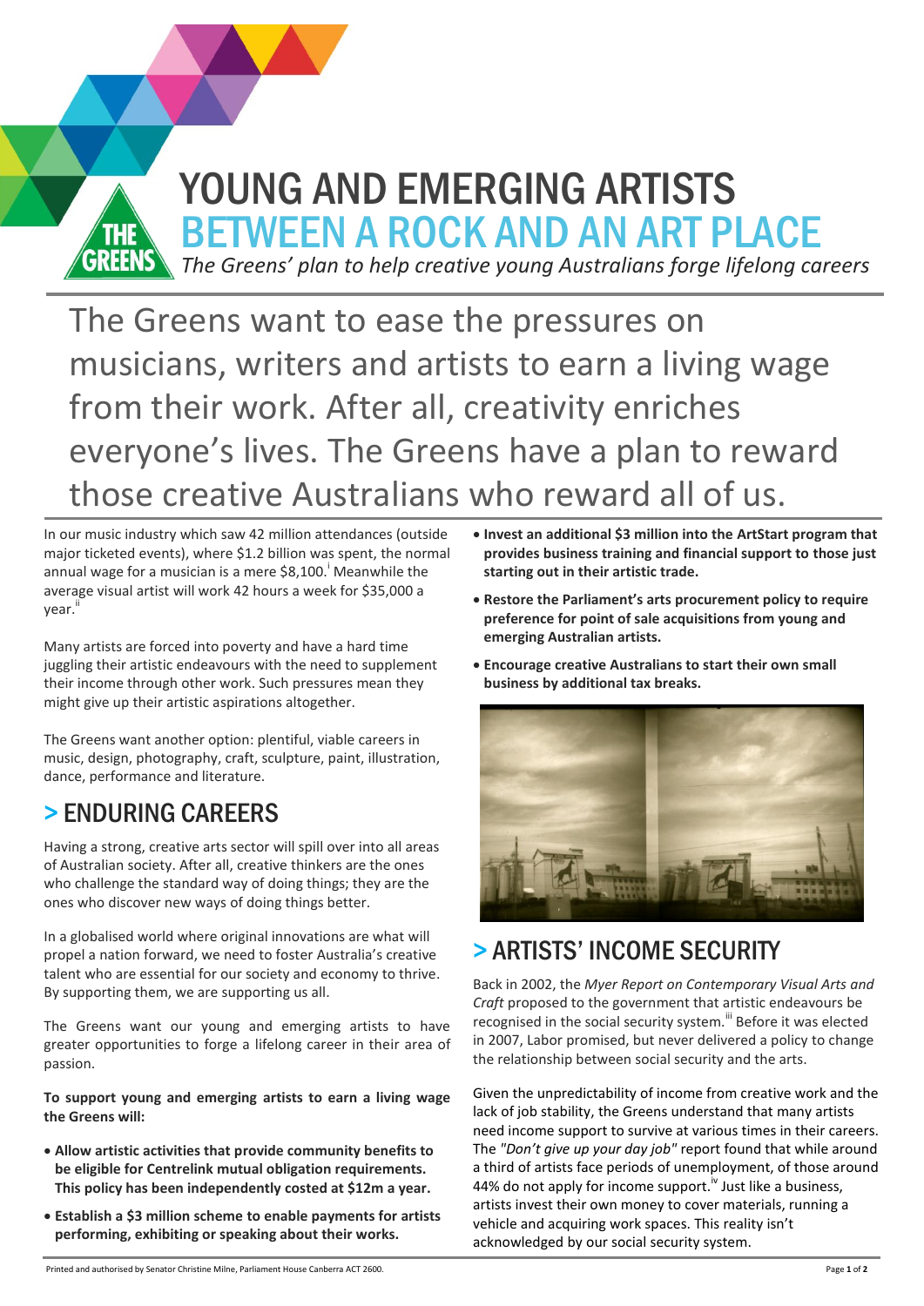# YOUNG AND EMERGING ARTISTS
## BETWEEN A ROCK AND AN ART PLACE

*The Greens' plan to help creative young Australians forge lifelong careers*

The Greens want to ease the pressures on musicians, writers and artists to earn a living wage from their work. After all, creativity enriches everyone's lives. The Greens have a plan to reward those creative Australians who reward all of us.

In our music industry which saw 42 million attendances (outside major ticketed events), where $1.2 billion was spent, the normal annual wage for a musician is a mere $8,100.[i] Meanwhile the average visual artist will work 42 hours a week for $35,000 a year.[ii]

Many artists are forced into poverty and have a hard time juggling their artistic endeavours with the need to supplement their income through other work. Such pressures mean they might give up their artistic aspirations altogether.

The Greens want another option: plentiful, viable careers in music, design, photography, craft, sculpture, paint, illustration, dance, performance and literature.

## > ENDURING CAREERS

Having a strong, creative arts sector will spill over into all areas of Australian society. After all, creative thinkers are the ones who challenge the standard way of doing things; they are the ones who discover new ways of doing things better.

In a globalised world where original innovations are what will propel a nation forward, we need to foster Australia's creative talent who are essential for our society and economy to thrive. By supporting them, we are supporting us all.

The Greens want our young and emerging artists to have greater opportunities to forge a lifelong career in their area of passion.

**To support young and emerging artists to earn a living wage the Greens will:**

- **Allow artistic activities that provide community benefits to be eligible for Centrelink mutual obligation requirements. This policy has been independently costed at $12m a year.**
- **Establish a $3 million scheme to enable payments for artists performing, exhibiting or speaking about their works.**
- **Invest an additional $3 million into the ArtStart program that provides business training and financial support to those just starting out in their artistic trade.**
- **Restore the Parliament's arts procurement policy to require preference for point of sale acquisitions from young and emerging Australian artists.**
- **Encourage creative Australians to start their own small business by additional tax breaks.**

## > ARTISTS' INCOME SECURITY

Back in 2002, the *Myer Report on Contemporary Visual Arts and Craft* proposed to the government that artistic endeavours be recognised in the social security system.[iii] Before it was elected in 2007, Labor promised, but never delivered a policy to change the relationship between social security and the arts.

Given the unpredictability of income from creative work and the lack of job stability, the Greens understand that many artists need income support to survive at various times in their careers. The *"Don't give up your day job"* report found that while around a third of artists face periods of unemployment, of those around 44% do not apply for income support.[iv] Just like a business, artists invest their own money to cover materials, running a vehicle and acquiring work spaces. This reality isn't acknowledged by our social security system.

Printed and authorised by Senator Christine Milne, Parliament House Canberra ACT 2600.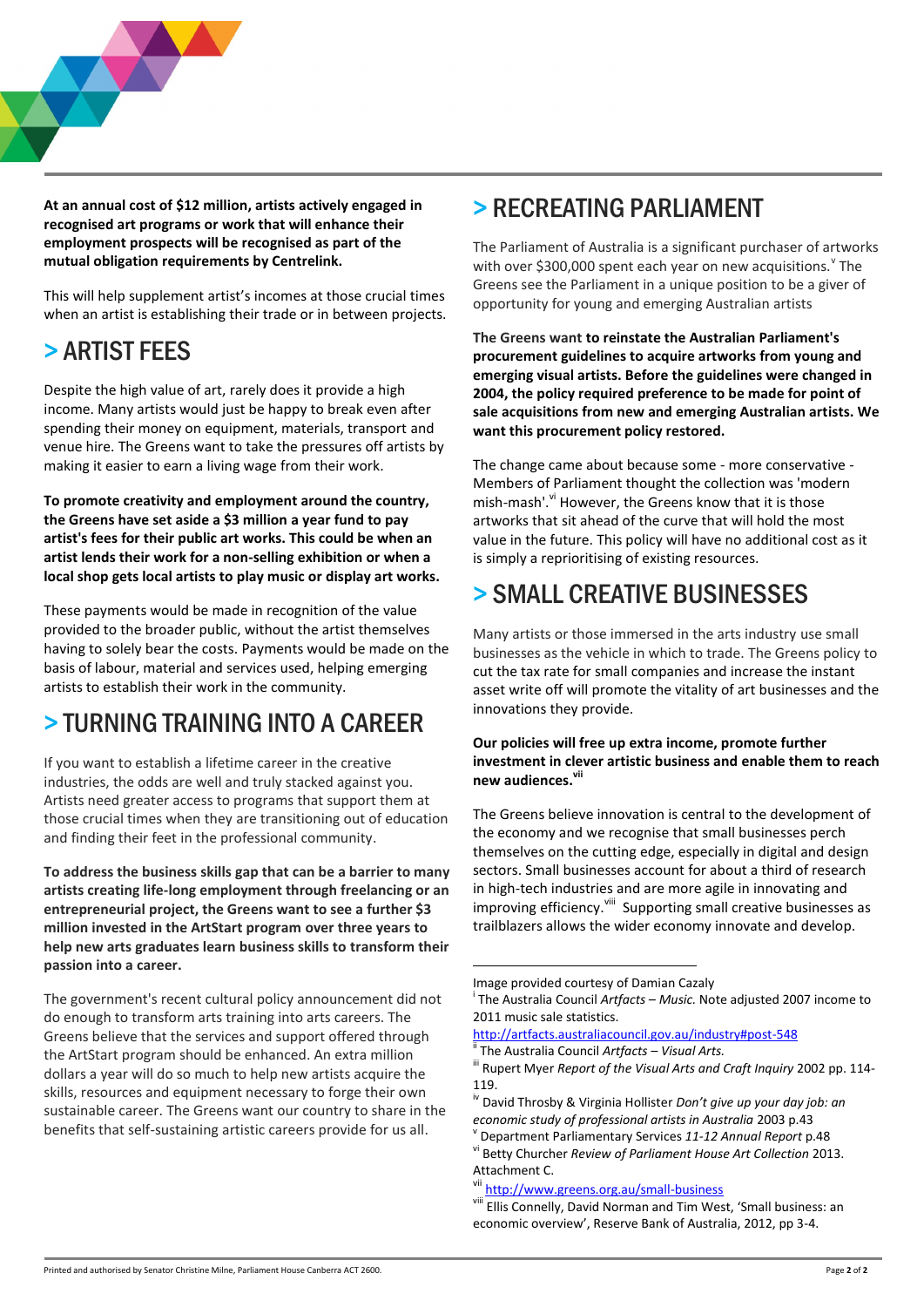**At an annual cost of $12 million, artists actively engaged in recognised art programs or work that will enhance their employment prospects will be recognised as part of the mutual obligation requirements by Centrelink.**

This will help supplement artist's incomes at those crucial times when an artist is establishing their trade or in between projects.

## > ARTIST FEES

Despite the high value of art, rarely does it provide a high income. Many artists would just be happy to break even after spending their money on equipment, materials, transport and venue hire. The Greens want to take the pressures off artists by making it easier to earn a living wage from their work.

**To promote creativity and employment around the country, the Greens have set aside a $3 million a year fund to pay artist's fees for their public art works. This could be when an artist lends their work for a non-selling exhibition or when a local shop gets local artists to play music or display art works.**

These payments would be made in recognition of the value provided to the broader public, without the artist themselves having to solely bear the costs. Payments would be made on the basis of labour, material and services used, helping emerging artists to establish their work in the community.

## > TURNING TRAINING INTO A CAREER

If you want to establish a lifetime career in the creative industries, the odds are well and truly stacked against you. Artists need greater access to programs that support them at those crucial times when they are transitioning out of education and finding their feet in the professional community.

**To address the business skills gap that can be a barrier to many artists creating life-long employment through freelancing or an entrepreneurial project, the Greens want to see a further $3 million invested in the ArtStart program over three years to help new arts graduates learn business skills to transform their passion into a career.**

The government's recent cultural policy announcement did not do enough to transform arts training into arts careers. The Greens believe that the services and support offered through the ArtStart program should be enhanced. An extra million dollars a year will do so much to help new artists acquire the skills, resources and equipment necessary to forge their own sustainable career. The Greens want our country to share in the benefits that self-sustaining artistic careers provide for us all.

## > RECREATING PARLIAMENT

The Parliament of Australia is a significant purchaser of artworks with over $300,000 spent each year on new acquisitions.[v] The Greens see the Parliament in a unique position to be a giver of opportunity for young and emerging Australian artists

**The Greens want to reinstate the Australian Parliament's procurement guidelines to acquire artworks from young and emerging visual artists. Before the guidelines were changed in 2004, the policy required preference to be made for point of sale acquisitions from new and emerging Australian artists. We want this procurement policy restored.**

The change came about because some - more conservative - Members of Parliament thought the collection was 'modern mish-mash'.[vi] However, the Greens know that it is those artworks that sit ahead of the curve that will hold the most value in the future. This policy will have no additional cost as it is simply a reprioritising of existing resources.

## > SMALL CREATIVE BUSINESSES

Many artists or those immersed in the arts industry use small businesses as the vehicle in which to trade. The Greens policy to cut the tax rate for small companies and increase the instant asset write off will promote the vitality of art businesses and the innovations they provide.

**Our policies will free up extra income, promote further investment in clever artistic business and enable them to reach new audiences.**[vii]

The Greens believe innovation is central to the development of the economy and we recognise that small businesses perch themselves on the cutting edge, especially in digital and design sectors. Small businesses account for about a third of research in high-tech industries and are more agile in innovating and improving efficiency.[viii] Supporting small creative businesses as trailblazers allows the wider economy innovate and develop.

---

Image provided courtesy of Damian Cazaly

[i] The Australia Council *Artfacts – Music.* Note adjusted 2007 income to 2011 music sale statistics. http://artfacts.australiacouncil.gov.au/industry#post-548

[ii] The Australia Council *Artfacts – Visual Arts.*

[iii] Rupert Myer *Report of the Visual Arts and Craft Inquiry* 2002 pp. 114-119.

[iv] David Throsby & Virginia Hollister *Don't give up your day job: an economic study of professional artists in Australia* 2003 p.43

[v] Department Parliamentary Services *11-12 Annual Report* p.48

[vi] Betty Churcher *Review of Parliament House Art Collection* 2013. Attachment C.

[vii] http://www.greens.org.au/small-business

[viii] Ellis Connelly, David Norman and Tim West, 'Small business: an economic overview', Reserve Bank of Australia, 2012, pp 3-4.

Printed and authorised by Senator Christine Milne, Parliament House Canberra ACT 2600.